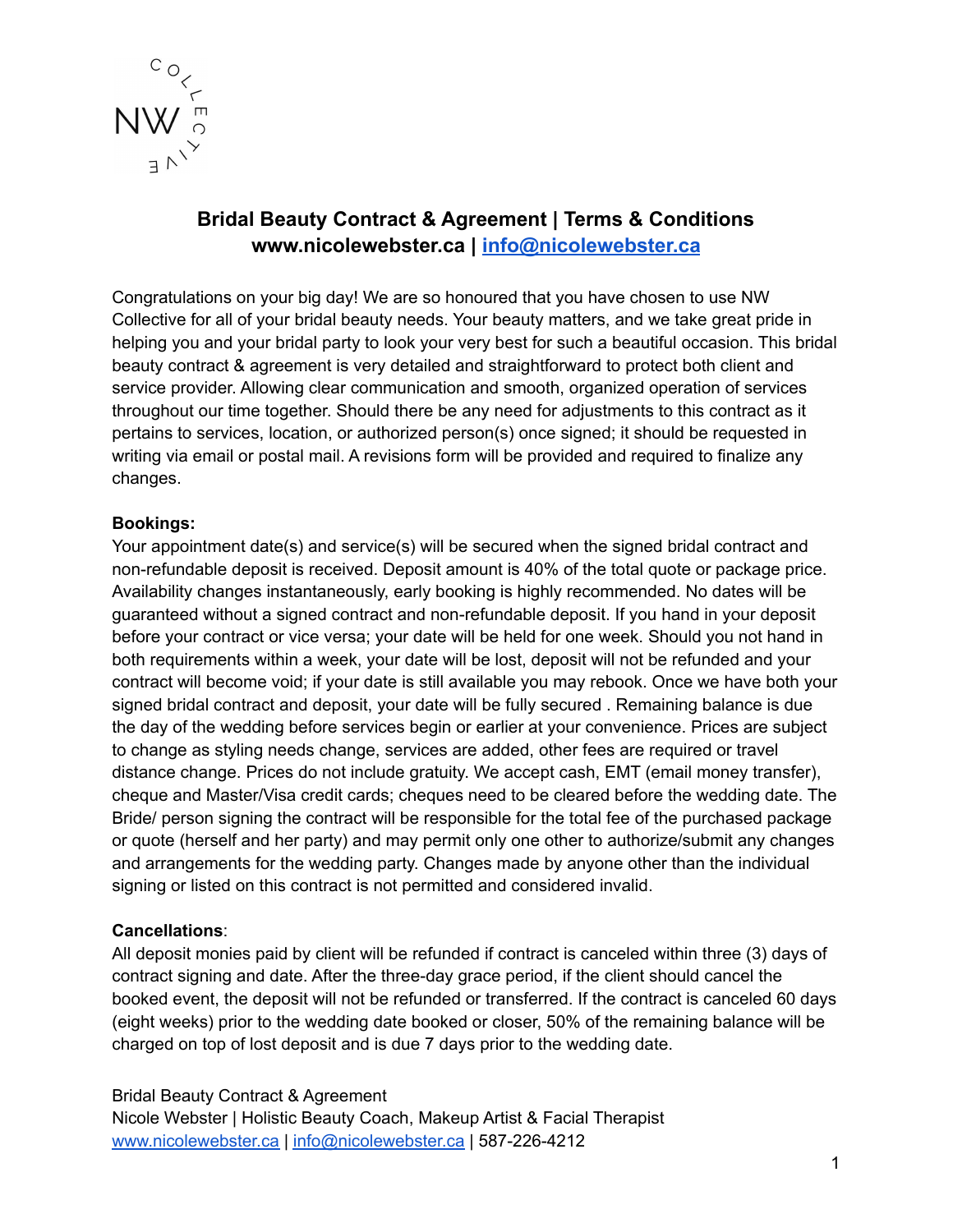# Bridal Beauty Contract & Agreement | Terms & Conditions

**www.nicolewebster.ca | info@nicolewebster.ca**

Congratulations on your big day! We are so honoured that you have chosen to use NW Collective for all of your bridal beauty needs. Your beauty matters, and we take great pride in helping you and your bridal party to look your very best for such a beautiful occasion. This bridal beauty contract & agreement is very detailed and straightforward to protect both client and service provider. Allowing clear communication and smooth, organized operation of services throughout our time together. Should there be any need for adjustments to this contract as it pertains to services, location, or authorized person(s) once signed; it should be requested in writing via email or postal mail. A revisions form will be provided and required to finalize any changes.

**Bookings:**

Your appointment date(s) and service(s) will be secured when the signed bridal contract and non-refundable deposit is received. Deposit amount is 40% of the total quote or package price. Availability changes instantaneously, early booking is highly recommended. No dates will be guaranteed without a signed contract and non-refundable deposit. If you hand in your deposit before your contract or vice versa; your date will be held for one week. Should you not hand in both requirements within a week, your date will be lost, deposit will not be refunded and your contract will become void; if your date is still available you may rebook. Once we have both your signed bridal contract and deposit, your date will be fully secured . Remaining balance is due the day of the wedding before services begin or earlier at your convenience. Prices are subject to change as styling needs change, services are added, other fees are required or travel distance change. Prices do not include gratuity. We accept cash, EMT (email money transfer), cheque and Master/Visa credit cards; cheques need to be cleared before the wedding date. The Bride/ person signing the contract will be responsible for the total fee of the purchased package or quote (herself and her party) and may permit only one other to authorize/submit any changes and arrangements for the wedding party. Changes made by anyone other than the individual signing or listed on this contract is not permitted and considered invalid.

**Cancellations**:

All deposit monies paid by client will be refunded if contract is canceled within three (3) days of contract signing and date. After the three-day grace period, if the client should cancel the booked event, the deposit will not be refunded or transferred. If the contract is canceled 60 days (eight weeks) prior to the wedding date booked or closer, 50% of the remaining balance will be charged on top of lost deposit and is due 7 days prior to the wedding date.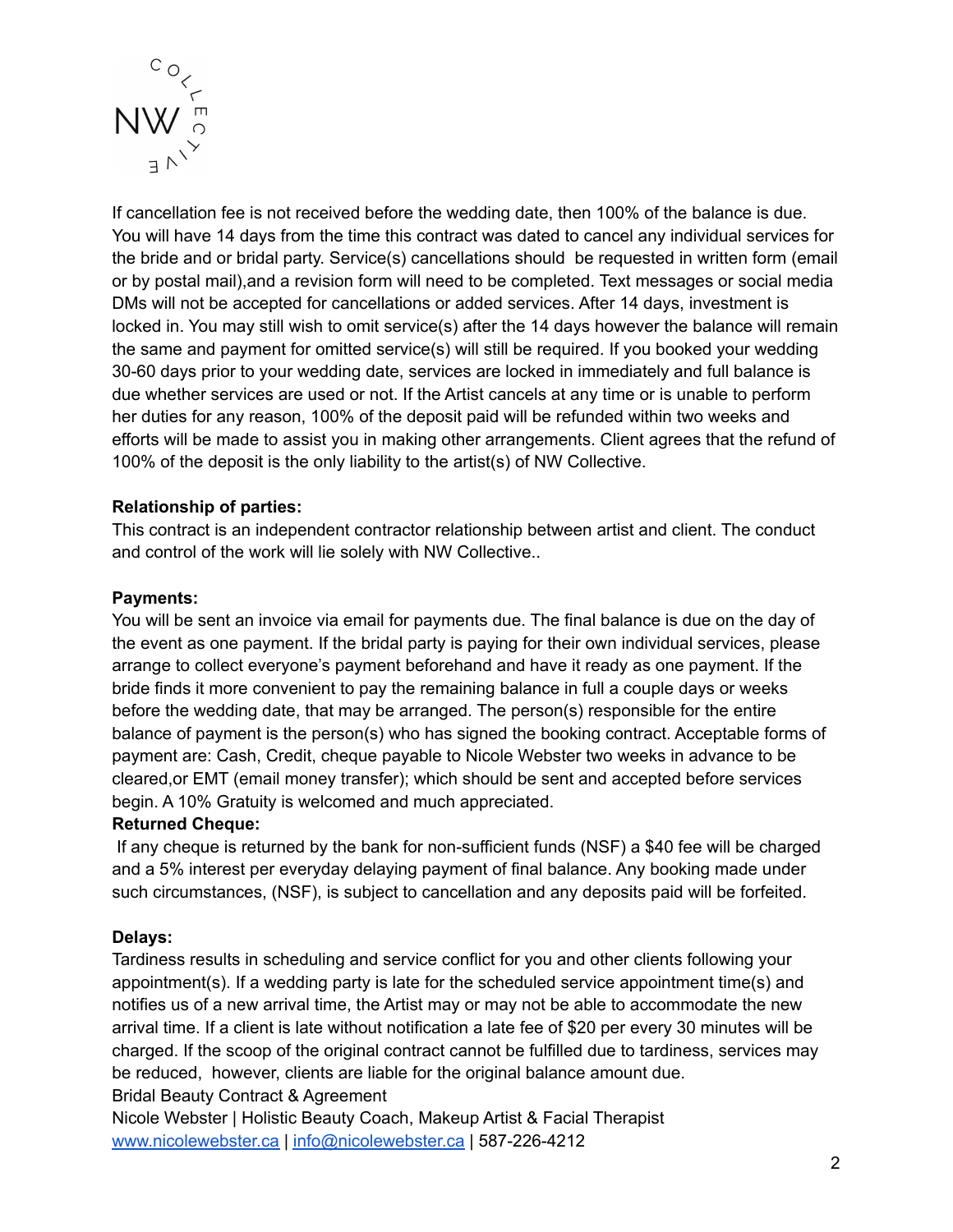If cancellation fee is not received before the wedding date, then 100% of the balance is due. You will have 14 days from the time this contract was dated to cancel any individual services for the bride and or bridal party. Service(s) cancellations should be requested in written form (email or by postal mail),and a revision form will need to be completed. Text messages or social media DMs will not be accepted for cancellations or added services. After 14 days, investment is locked in. You may still wish to omit service(s) after the 14 days however the balance will remain the same and payment for omitted service(s) will still be required. If you booked your wedding 30-60 days prior to your wedding date, services are locked in immediately and full balance is due whether services are used or not. If the Artist cancels at any time or is unable to perform her duties for any reason, 100% of the deposit paid will be refunded within two weeks and efforts will be made to assist you in making other arrangements. Client agrees that the refund of 100% of the deposit is the only liability to the artist(s) of NW Collective.

**Relationship of parties:**
This contract is an independent contractor relationship between artist and client. The conduct and control of the work will lie solely with NW Collective..

**Payments:**
You will be sent an invoice via email for payments due. The final balance is due on the day of the event as one payment. If the bridal party is paying for their own individual services, please arrange to collect everyone's payment beforehand and have it ready as one payment. If the bride finds it more convenient to pay the remaining balance in full a couple days or weeks before the wedding date, that may be arranged. The person(s) responsible for the entire balance of payment is the person(s) who has signed the booking contract. Acceptable forms of payment are: Cash, Credit, cheque payable to Nicole Webster two weeks in advance to be cleared,or EMT (email money transfer); which should be sent and accepted before services begin. A 10% Gratuity is welcomed and much appreciated.

**Returned Cheque:**
If any cheque is returned by the bank for non-sufficient funds (NSF) a $40 fee will be charged and a 5% interest per everyday delaying payment of final balance. Any booking made under such circumstances, (NSF), is subject to cancellation and any deposits paid will be forfeited.

**Delays:**
Tardiness results in scheduling and service conflict for you and other clients following your appointment(s). If a wedding party is late for the scheduled service appointment time(s) and notifies us of a new arrival time, the Artist may or may not be able to accommodate the new arrival time. If a client is late without notification a late fee of $20 per every 30 minutes will be charged. If the scoop of the original contract cannot be fulfilled due to tardiness, services may be reduced, however, clients are liable for the original balance amount due.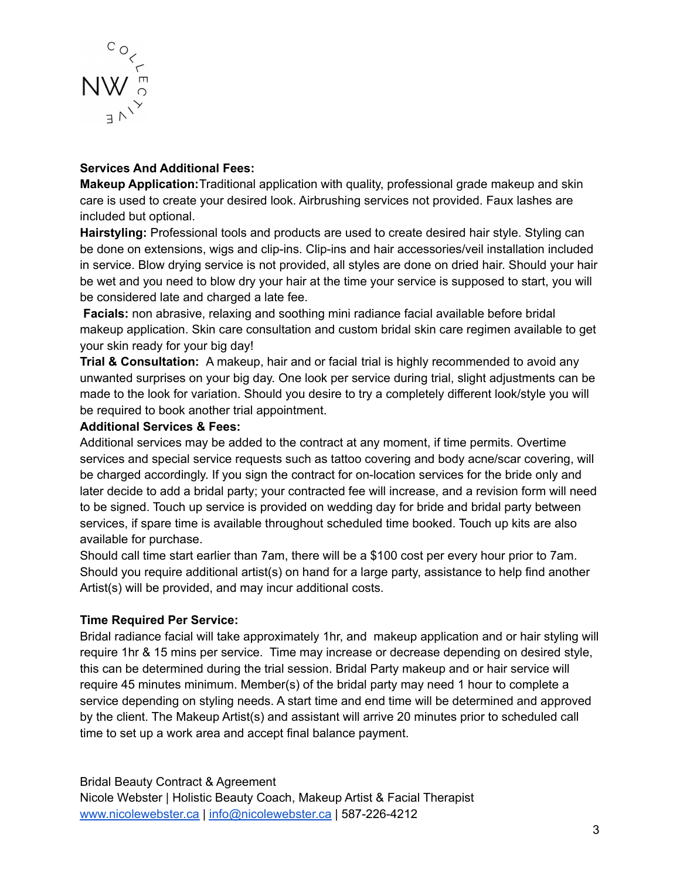**Services And Additional Fees:**

**Makeup Application:** Traditional application with quality, professional grade makeup and skin care is used to create your desired look. Airbrushing services not provided. Faux lashes are included but optional.

**Hairstyling:** Professional tools and products are used to create desired hair style. Styling can be done on extensions, wigs and clip-ins. Clip-ins and hair accessories/veil installation included in service. Blow drying service is not provided, all styles are done on dried hair. Should your hair be wet and you need to blow dry your hair at the time your service is supposed to start, you will be considered late and charged a late fee.

**Facials:** non abrasive, relaxing and soothing mini radiance facial available before bridal makeup application. Skin care consultation and custom bridal skin care regimen available to get your skin ready for your big day!

**Trial & Consultation:** A makeup, hair and or facial trial is highly recommended to avoid any unwanted surprises on your big day. One look per service during trial, slight adjustments can be made to the look for variation. Should you desire to try a completely different look/style you will be required to book another trial appointment.

**Additional Services & Fees:**

Additional services may be added to the contract at any moment, if time permits. Overtime services and special service requests such as tattoo covering and body acne/scar covering, will be charged accordingly. If you sign the contract for on-location services for the bride only and later decide to add a bridal party; your contracted fee will increase, and a revision form will need to be signed. Touch up service is provided on wedding day for bride and bridal party between services, if spare time is available throughout scheduled time booked. Touch up kits are also available for purchase.

Should call time start earlier than 7am, there will be a $100 cost per every hour prior to 7am. Should you require additional artist(s) on hand for a large party, assistance to help find another Artist(s) will be provided, and may incur additional costs.

**Time Required Per Service:**

Bridal radiance facial will take approximately 1hr, and makeup application and or hair styling will require 1hr & 15 mins per service. Time may increase or decrease depending on desired style, this can be determined during the trial session. Bridal Party makeup and or hair service will require 45 minutes minimum. Member(s) of the bridal party may need 1 hour to complete a service depending on styling needs. A start time and end time will be determined and approved by the client. The Makeup Artist(s) and assistant will arrive 20 minutes prior to scheduled call time to set up a work area and accept final balance payment.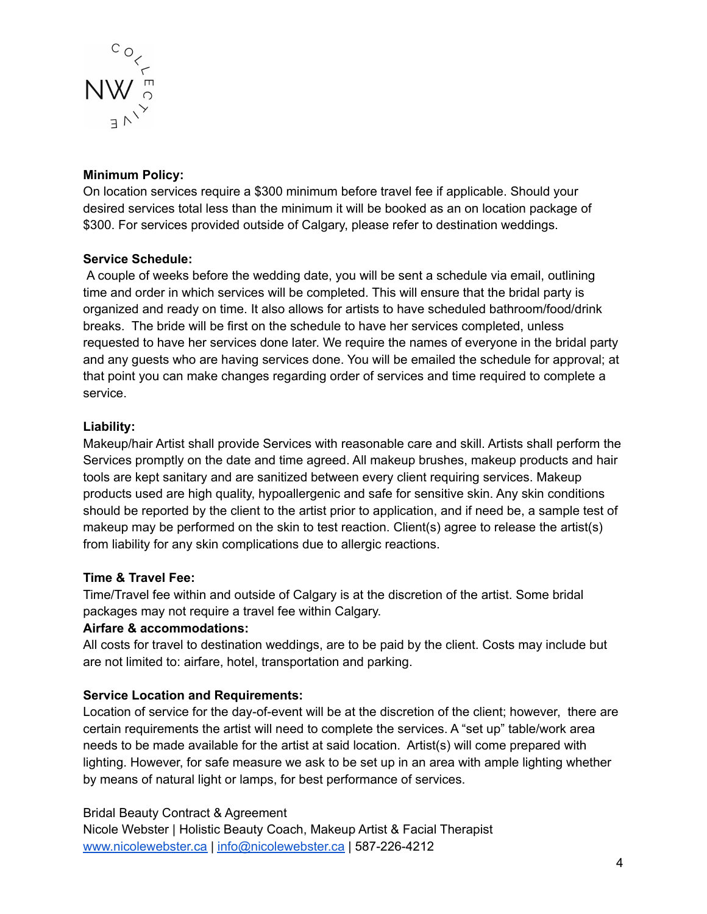**Minimum Policy:**
On location services require a $300 minimum before travel fee if applicable. Should your desired services total less than the minimum it will be booked as an on location package of $300. For services provided outside of Calgary, please refer to destination weddings.

**Service Schedule:**
A couple of weeks before the wedding date, you will be sent a schedule via email, outlining time and order in which services will be completed. This will ensure that the bridal party is organized and ready on time. It also allows for artists to have scheduled bathroom/food/drink breaks. The bride will be first on the schedule to have her services completed, unless requested to have her services done later. We require the names of everyone in the bridal party and any guests who are having services done. You will be emailed the schedule for approval; at that point you can make changes regarding order of services and time required to complete a service.

**Liability:**
Makeup/hair Artist shall provide Services with reasonable care and skill. Artists shall perform the Services promptly on the date and time agreed. All makeup brushes, makeup products and hair tools are kept sanitary and are sanitized between every client requiring services. Makeup products used are high quality, hypoallergenic and safe for sensitive skin. Any skin conditions should be reported by the client to the artist prior to application, and if need be, a sample test of makeup may be performed on the skin to test reaction. Client(s) agree to release the artist(s) from liability for any skin complications due to allergic reactions.

**Time & Travel Fee:**
Time/Travel fee within and outside of Calgary is at the discretion of the artist. Some bridal packages may not require a travel fee within Calgary.

**Airfare & accommodations:**
All costs for travel to destination weddings, are to be paid by the client. Costs may include but are not limited to: airfare, hotel, transportation and parking.

**Service Location and Requirements:**
Location of service for the day-of-event will be at the discretion of the client; however, there are certain requirements the artist will need to complete the services. A "set up" table/work area needs to be made available for the artist at said location. Artist(s) will come prepared with lighting. However, for safe measure we ask to be set up in an area with ample lighting whether by means of natural light or lamps, for best performance of services.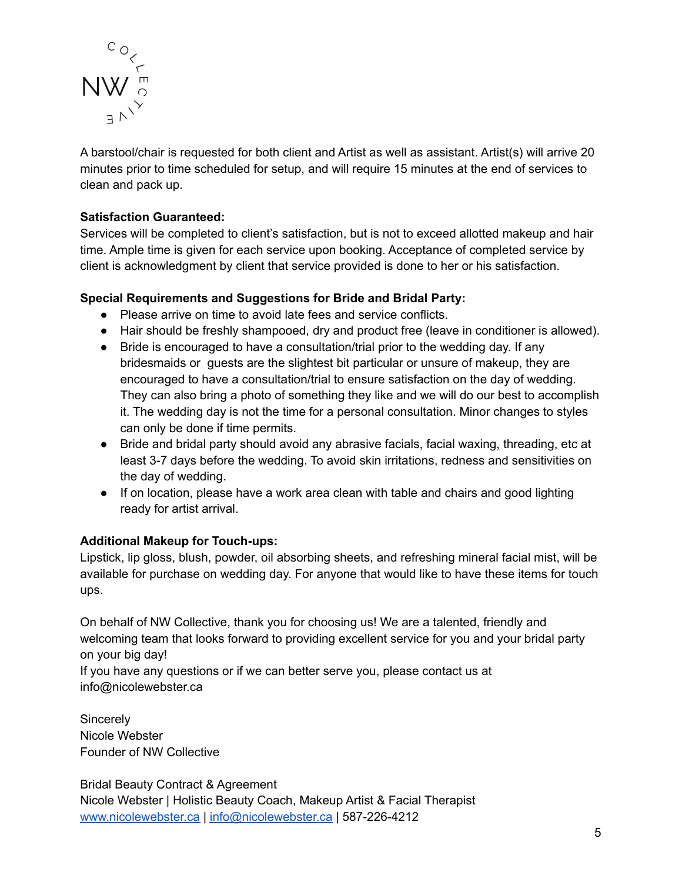A barstool/chair is requested for both client and Artist as well as assistant. Artist(s) will arrive 20 minutes prior to time scheduled for setup, and will require 15 minutes at the end of services to clean and pack up.

**Satisfaction Guaranteed:**
Services will be completed to client's satisfaction, but is not to exceed allotted makeup and hair time. Ample time is given for each service upon booking. Acceptance of completed service by client is acknowledgment by client that service provided is done to her or his satisfaction.

**Special Requirements and Suggestions for Bride and Bridal Party:**

- Please arrive on time to avoid late fees and service conflicts.
- Hair should be freshly shampooed, dry and product free (leave in conditioner is allowed).
- Bride is encouraged to have a consultation/trial prior to the wedding day. If any bridesmaids or guests are the slightest bit particular or unsure of makeup, they are encouraged to have a consultation/trial to ensure satisfaction on the day of wedding. They can also bring a photo of something they like and we will do our best to accomplish it. The wedding day is not the time for a personal consultation. Minor changes to styles can only be done if time permits.
- Bride and bridal party should avoid any abrasive facials, facial waxing, threading, etc at least 3-7 days before the wedding. To avoid skin irritations, redness and sensitivities on the day of wedding.
- If on location, please have a work area clean with table and chairs and good lighting ready for artist arrival.

**Additional Makeup for Touch-ups:**
Lipstick, lip gloss, blush, powder, oil absorbing sheets, and refreshing mineral facial mist, will be available for purchase on wedding day. For anyone that would like to have these items for touch ups.

On behalf of NW Collective, thank you for choosing us! We are a talented, friendly and welcoming team that looks forward to providing excellent service for you and your bridal party on your big day!
If you have any questions or if we can better serve you, please contact us at info@nicolewebster.ca

Sincerely
Nicole Webster
Founder of NW Collective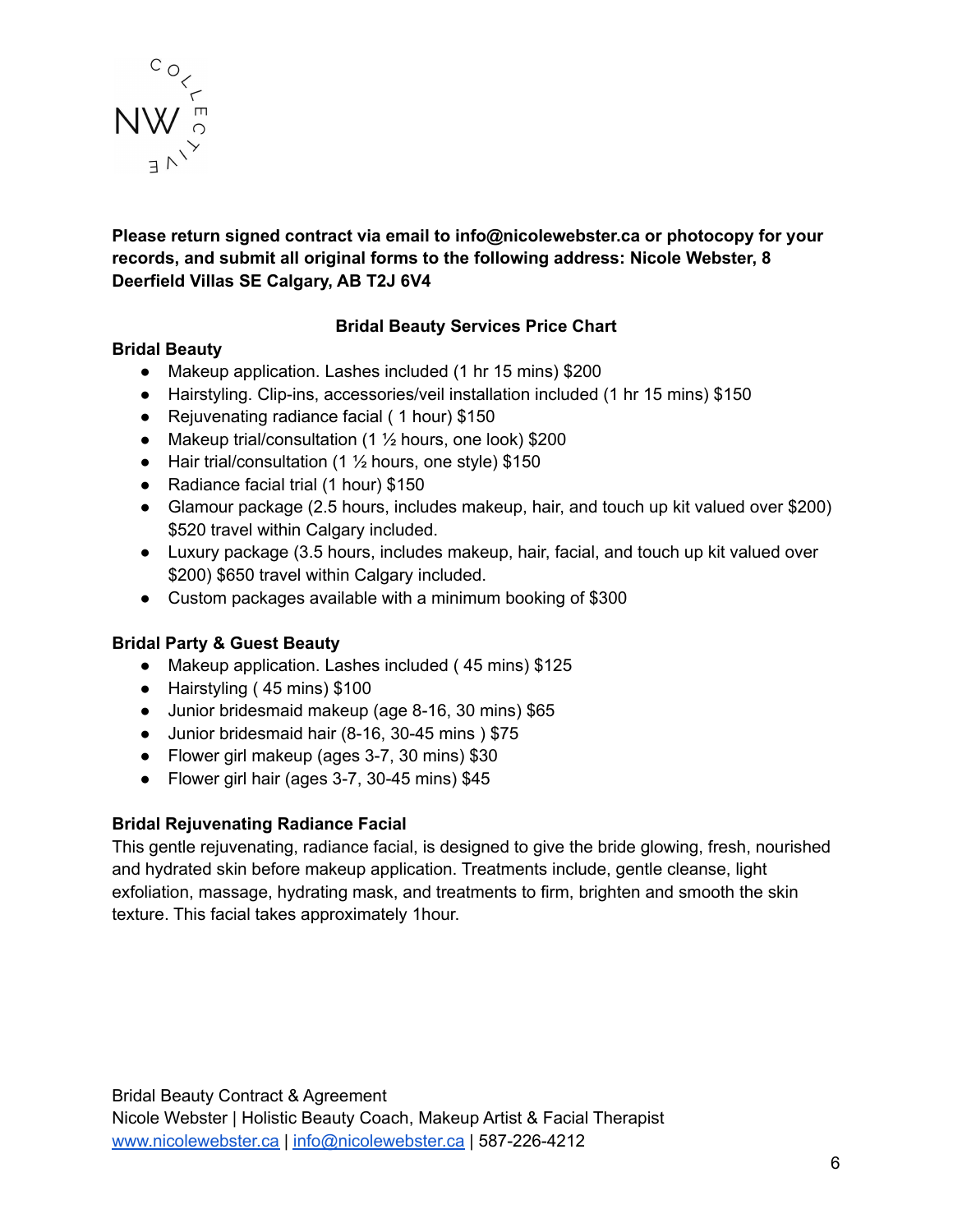**Please return signed contract via email to info@nicolewebster.ca or photocopy for your records, and submit all original forms to the following address: Nicole Webster, 8 Deerfield Villas SE Calgary, AB T2J 6V4**

## Bridal Beauty Services Price Chart

### Bridal Beauty

- Makeup application. Lashes included (1 hr 15 mins) $200
- Hairstyling. Clip-ins, accessories/veil installation included (1 hr 15 mins) $150
- Rejuvenating radiance facial ( 1 hour) $150
- Makeup trial/consultation (1 ½ hours, one look) $200
- Hair trial/consultation (1 ½ hours, one style) $150
- Radiance facial trial (1 hour) $150
- Glamour package (2.5 hours, includes makeup, hair, and touch up kit valued over $200) $520 travel within Calgary included.
- Luxury package (3.5 hours, includes makeup, hair, facial, and touch up kit valued over $200) $650 travel within Calgary included.
- Custom packages available with a minimum booking of $300

### Bridal Party & Guest Beauty

- Makeup application. Lashes included ( 45 mins) $125
- Hairstyling ( 45 mins) $100
- Junior bridesmaid makeup (age 8-16, 30 mins) $65
- Junior bridesmaid hair (8-16, 30-45 mins ) $75
- Flower girl makeup (ages 3-7, 30 mins) $30
- Flower girl hair (ages 3-7, 30-45 mins) $45

### Bridal Rejuvenating Radiance Facial

This gentle rejuvenating, radiance facial, is designed to give the bride glowing, fresh, nourished and hydrated skin before makeup application. Treatments include, gentle cleanse, light exfoliation, massage, hydrating mask, and treatments to firm, brighten and smooth the skin texture. This facial takes approximately 1hour.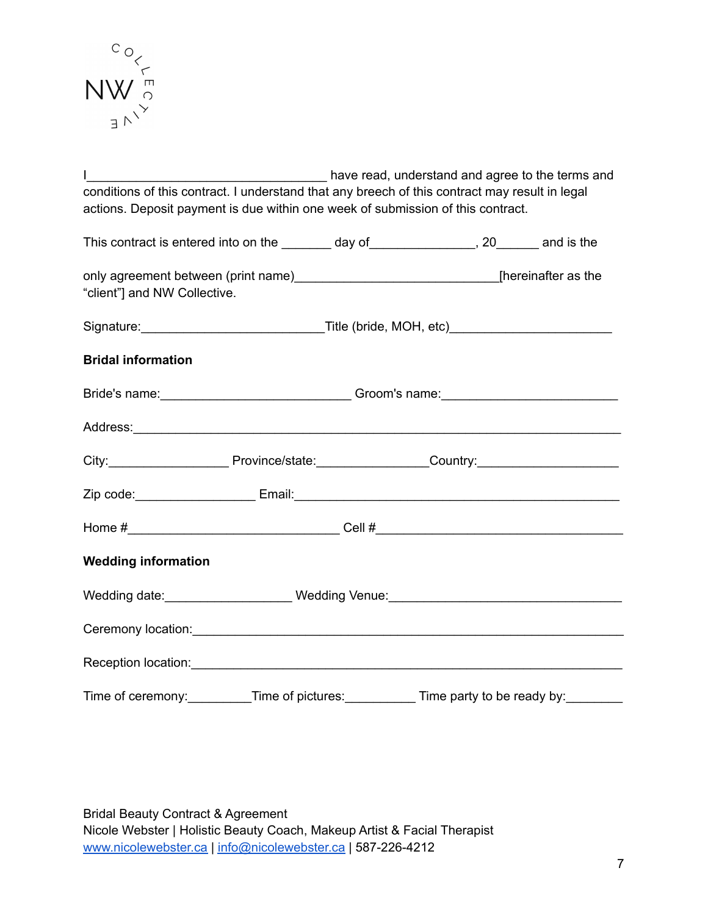I___________________________________ have read, understand and agree to the terms and conditions of this contract. I understand that any breech of this contract may result in legal actions. Deposit payment is due within one week of submission of this contract.

This contract is entered into on the _______ day of_______________, 20______ and is the

only agreement between (print name)______________________________[hereinafter as the "client"] and NW Collective.

Signature:___________________________Title (bride, MOH, etc)________________________

**Bridal information**

Bride's name:____________________________ Groom's name:__________________________

Address:_________________________________________________________________________

City:_________________ Province/state:________________Country:____________________

Zip code:_________________ Email:__________________________________________________

Home #_______________________________ Cell #_____________________________________

**Wedding information**

Wedding date:__________________ Wedding Venue:__________________________________

Ceremony location:_______________________________________________________________

Reception location:_______________________________________________________________

Time of ceremony:_________Time of pictures:__________ Time party to be ready by:________

Bridal Beauty Contract & Agreement
Nicole Webster | Holistic Beauty Coach, Makeup Artist & Facial Therapist
www.nicolewebster.ca | info@nicolewebster.ca | 587-226-4212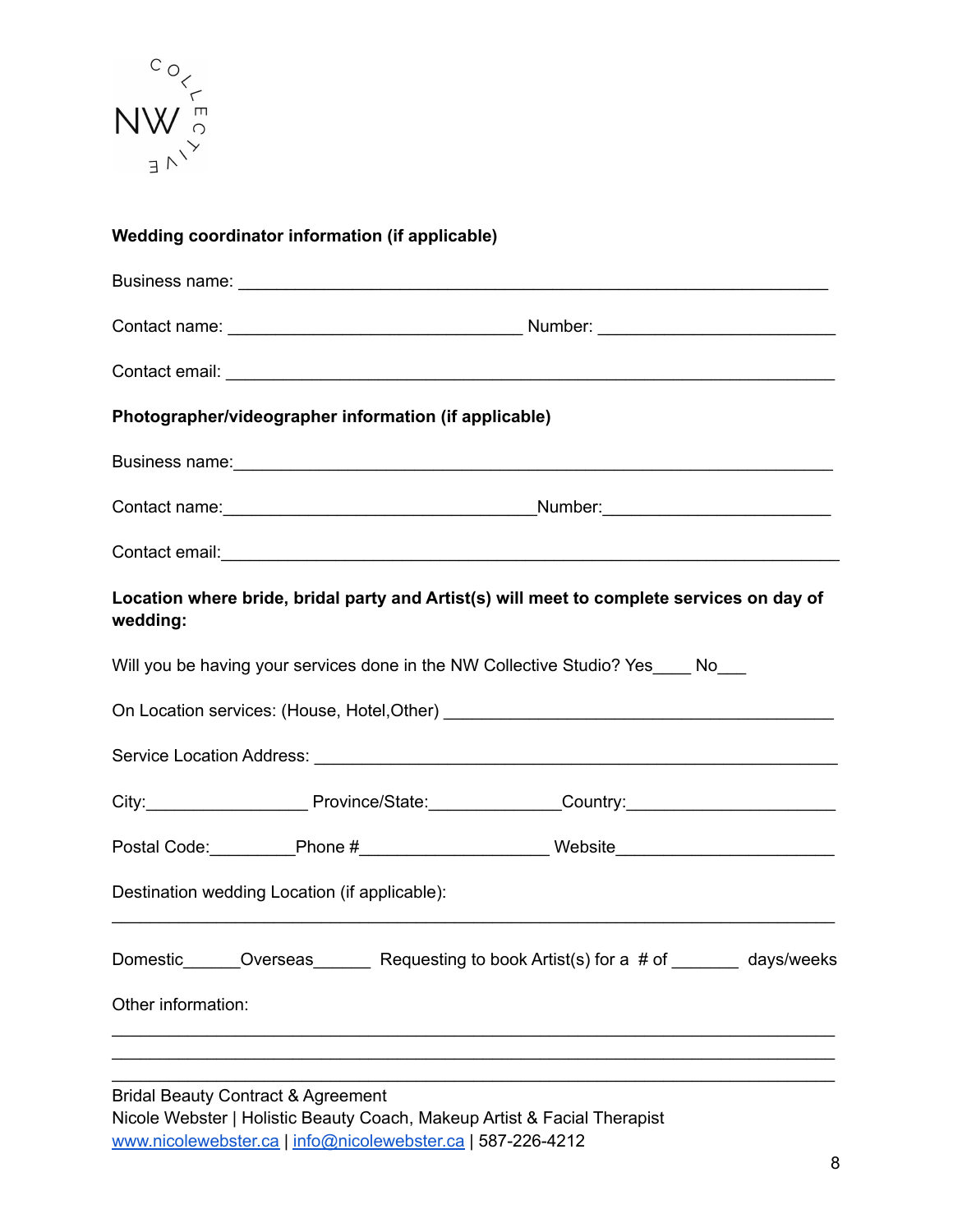**Wedding coordinator information (if applicable)**

Business name: ______________________________________________________________

Contact name: ________________________________ Number: _______________________

Contact email: _______________________________________________________________

**Photographer/videographer information (if applicable)**

Business name:_______________________________________________________________

Contact name:__________________________________Number:_______________________

Contact email:________________________________________________________________

**Location where bride, bridal party and Artist(s) will meet to complete services on day of wedding:**

Will you be having your services done in the NW Collective Studio? Yes____ No___

On Location services: (House, Hotel,Other) __________________________________________

Service Location Address: _______________________________________________________

City:_________________ Province/State:______________Country:______________________

Postal Code:_________Phone #____________________ Website______________________

Destination wedding Location (if applicable):

_____________________________________________________________________________

Domestic______Overseas______ Requesting to book Artist(s) for a # of _______ days/weeks

Other information:

_____________________________________________________________________________
_____________________________________________________________________________
_____________________________________________________________________________

Bridal Beauty Contract & Agreement
Nicole Webster | Holistic Beauty Coach, Makeup Artist & Facial Therapist
[www.nicolewebster.ca](http://www.nicolewebster.ca) | [info@nicolewebster.ca](mailto:info@nicolewebster.ca) | 587-226-4212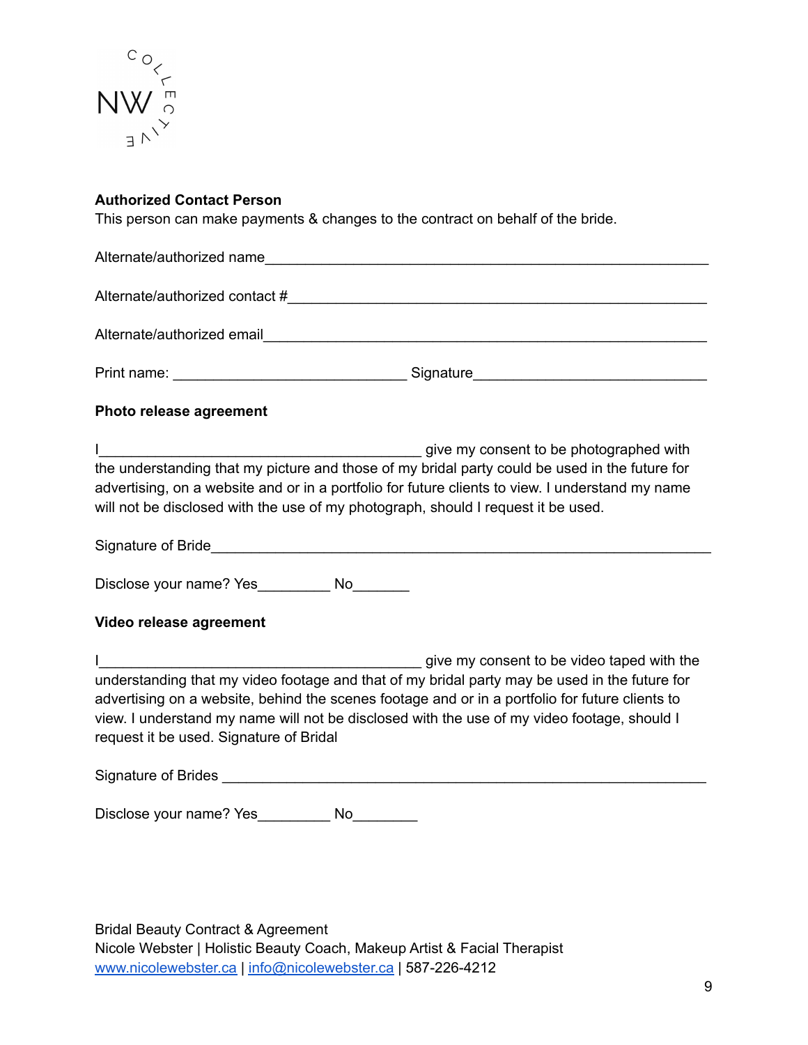**Authorized Contact Person**

This person can make payments & changes to the contract on behalf of the bride.

Alternate/authorized name___________________________________________________________

Alternate/authorized contact #_______________________________________________________

Alternate/authorized email___________________________________________________________

Print name: ______________________________ Signature______________________________

**Photo release agreement**

I__________________________________________ give my consent to be photographed with the understanding that my picture and those of my bridal party could be used in the future for advertising, on a website and or in a portfolio for future clients to view. I understand my name will not be disclosed with the use of my photograph, should I request it be used.

Signature of Bride_________________________________________________________________

Disclose your name? Yes_________ No_______

**Video release agreement**

I__________________________________________ give my consent to be video taped with the understanding that my video footage and that of my bridal party may be used in the future for advertising on a website, behind the scenes footage and or in a portfolio for future clients to view. I understand my name will not be disclosed with the use of my video footage, should I request it be used. Signature of Bridal

Signature of Brides ________________________________________________________________

Disclose your name? Yes_________ No________

Bridal Beauty Contract & Agreement
Nicole Webster | Holistic Beauty Coach, Makeup Artist & Facial Therapist
www.nicolewebster.ca | info@nicolewebster.ca | 587-226-4212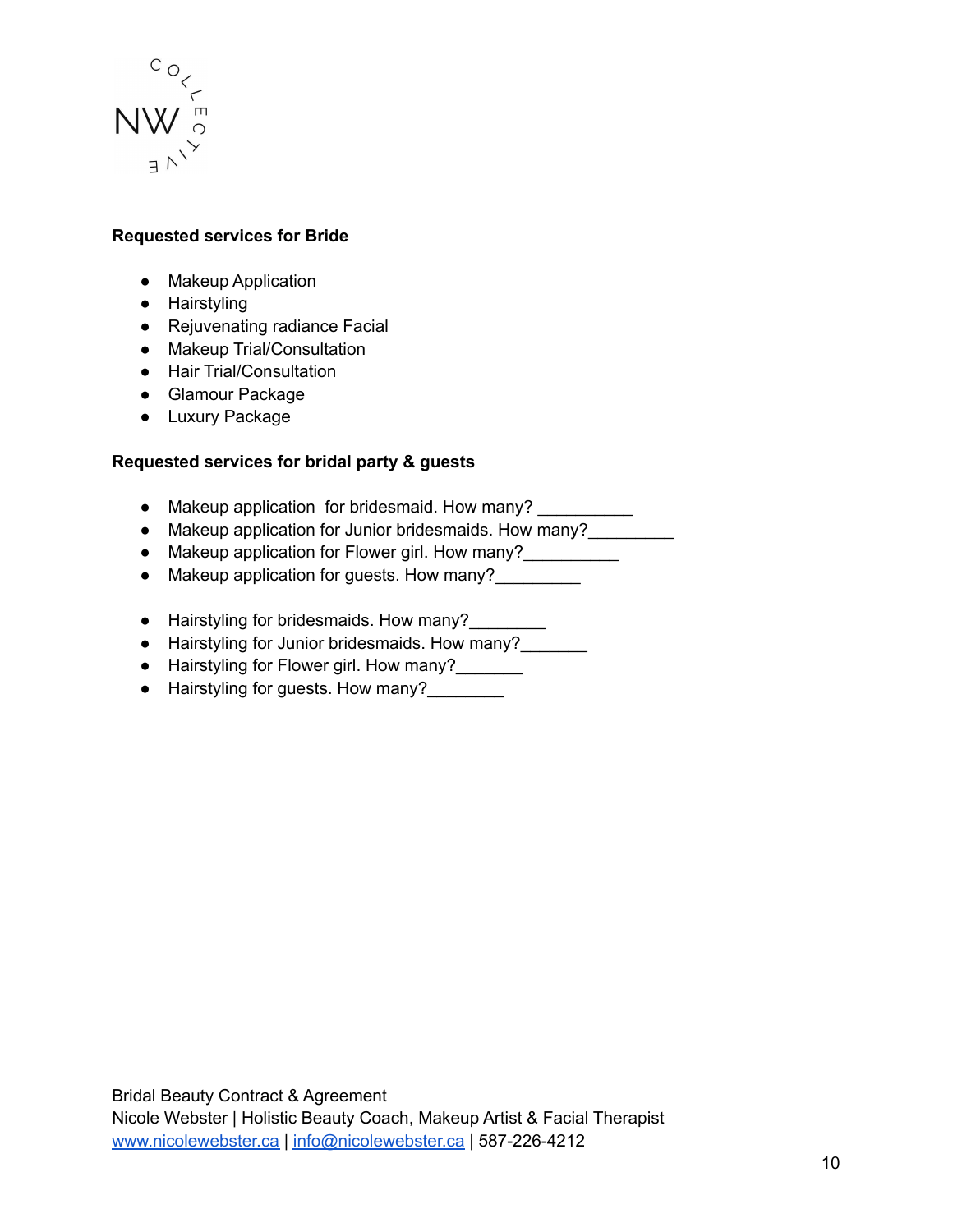**Requested services for Bride**

- Makeup Application
- Hairstyling
- Rejuvenating radiance Facial
- Makeup Trial/Consultation
- Hair Trial/Consultation
- Glamour Package
- Luxury Package

**Requested services for bridal party & guests**

- Makeup application  for bridesmaid. How many? __________
- Makeup application for Junior bridesmaids. How many?_________
- Makeup application for Flower girl. How many?__________
- Makeup application for guests. How many?_________

- Hairstyling for bridesmaids. How many?________
- Hairstyling for Junior bridesmaids. How many?_______
- Hairstyling for Flower girl. How many?_______
- Hairstyling for guests. How many?________